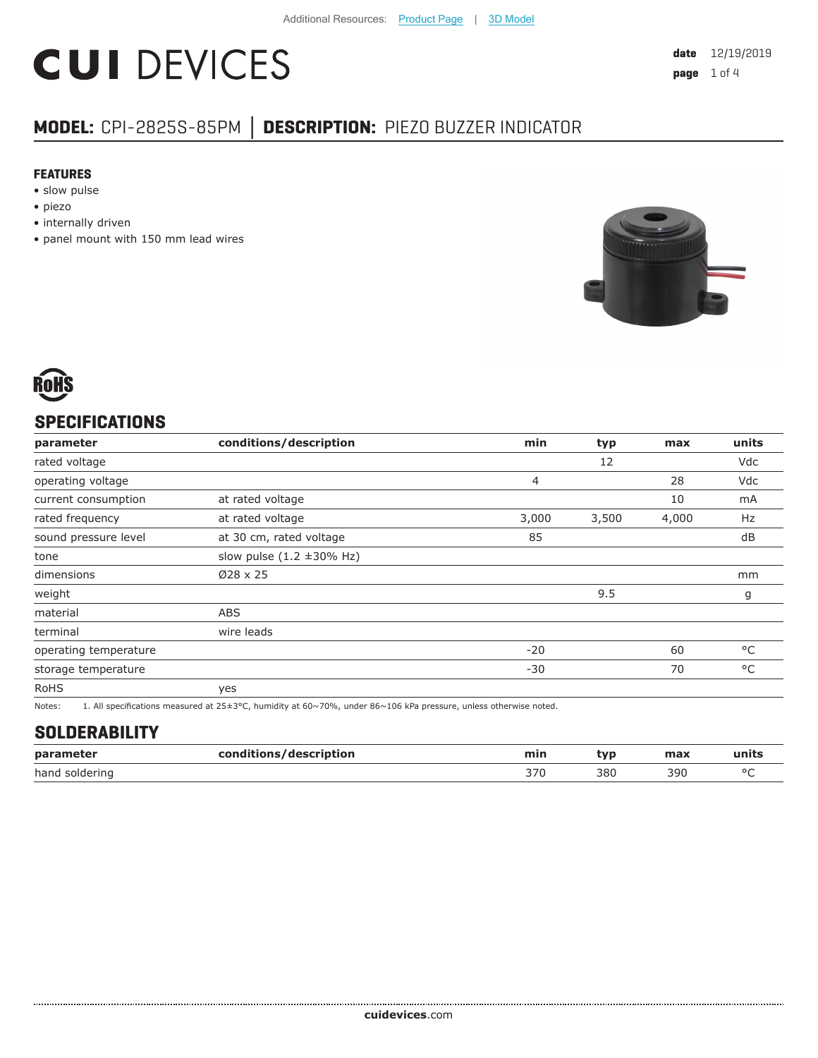Additional Resources: Product Page | 3D Model

# CUI DEVICES

date 12/19/2019

## MODEL: CPI-2825S-85PM | DESCRIPTION: PIEZO BUZZER INDICATOR

### FEATURES

- slow pulse
- piezo
- internally driven
- panel mount with 150 mm lead wires

RoHS

## SPECIFICATIONS

| parameter | conditions/description | min | typ | max | units |
|---|---|---|---|---|---|
| rated voltage | | | 12 | | Vdc |
| operating voltage | | 4 | | 28 | Vdc |
| current consumption | at rated voltage | | | 10 | mA |
| rated frequency | at rated voltage | 3,000 | 3,500 | 4,000 | Hz |
| sound pressure level | at 30 cm, rated voltage | 85 | | | dB |
| tone | slow pulse (1.2 ±30% Hz) | | | | |
| dimensions | Ø28 x 25 | | | | mm |
| weight | | | 9.5 | | g |
| material | ABS | | | | |
| terminal | wire leads | | | | |
| operating temperature | | -20 | | 60 | °C |
| storage temperature | | -30 | | 70 | °C |
| RoHS | yes | | | | |

Notes: 1. All specifications measured at 25±3°C, humidity at 60~70%, under 86~106 kPa pressure, unless otherwise noted.

## SOLDERABILITY

| parameter | conditions/description | min | typ | max | units |
|---|---|---|---|---|---|
| hand soldering | | 370 | 380 | 390 | °C |

cuidevices.com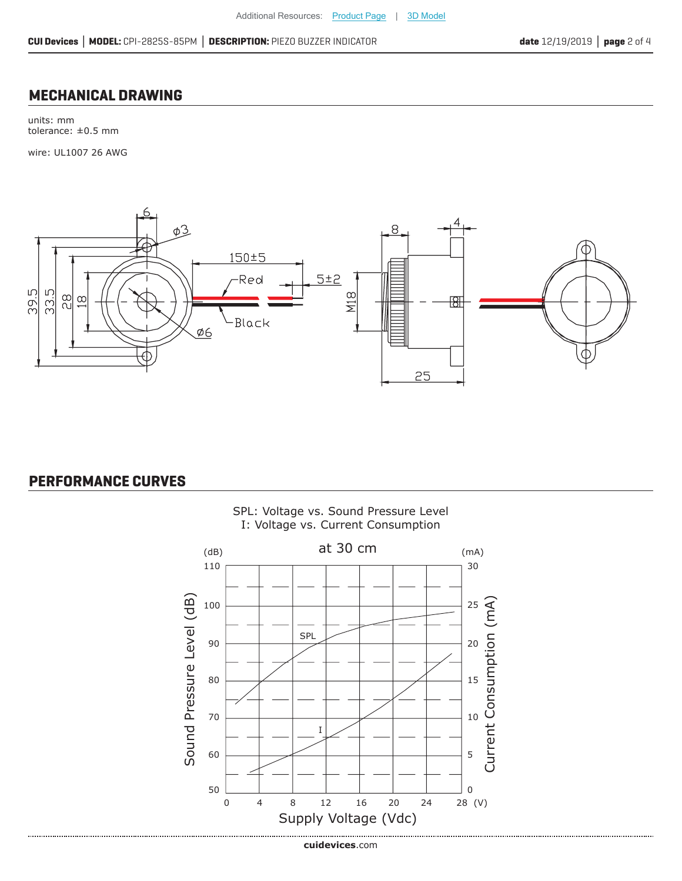## MECHANICAL DRAWING

units: mm
tolerance: ±0.5 mm

wire: UL1007 26 AWG

## PERFORMANCE CURVES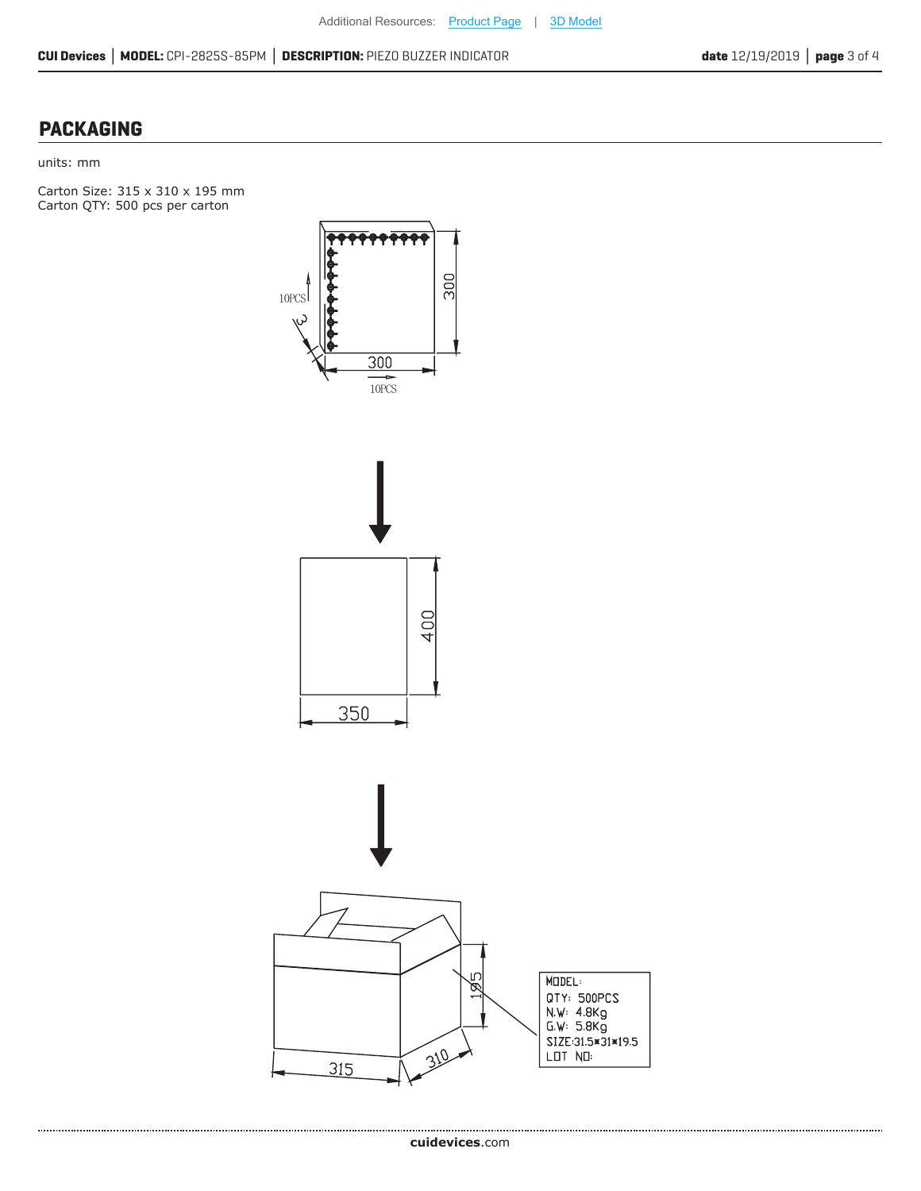## PACKAGING

units: mm

Carton Size: 315 x 310 x 195 mm
Carton QTY: 500 pcs per carton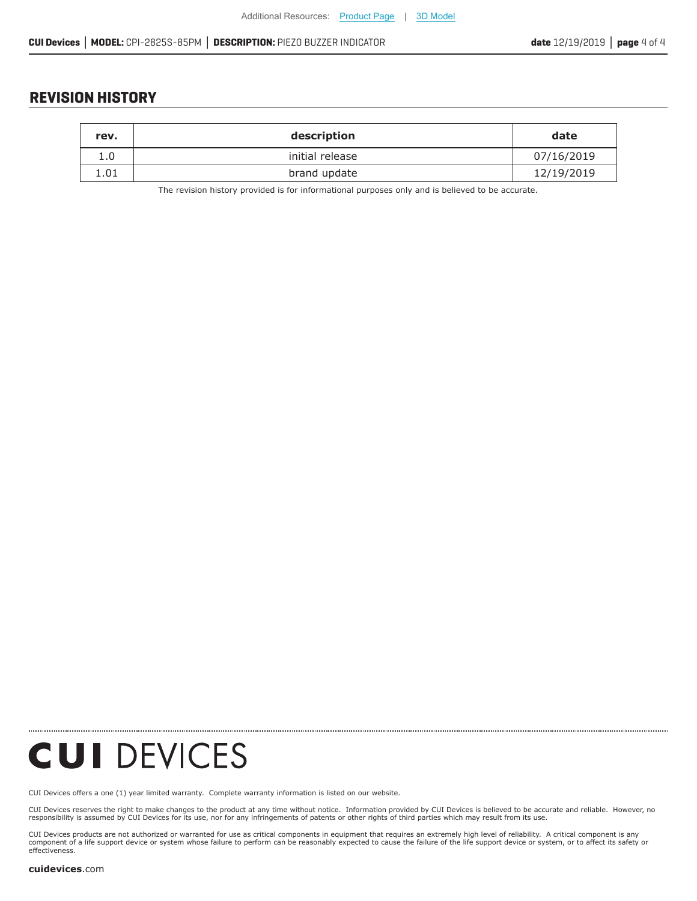## REVISION HISTORY

| rev. | description | date |
|---|---|---|
| 1.0 | initial release | 07/16/2019 |
| 1.01 | brand update | 12/19/2019 |

The revision history provided is for informational purposes only and is believed to be accurate.

CUI DEVICES

CUI Devices offers a one (1) year limited warranty. Complete warranty information is listed on our website.

CUI Devices reserves the right to make changes to the product at any time without notice. Information provided by CUI Devices is believed to be accurate and reliable. However, no responsibility is assumed by CUI Devices for its use, nor for any infringements of patents or other rights of third parties which may result from its use.

CUI Devices products are not authorized or warranted for use as critical components in equipment that requires an extremely high level of reliability. A critical component is any component of a life support device or system whose failure to perform can be reasonably expected to cause the failure of the life support device or system, or to affect its safety or effectiveness.

**cuidevices**.com